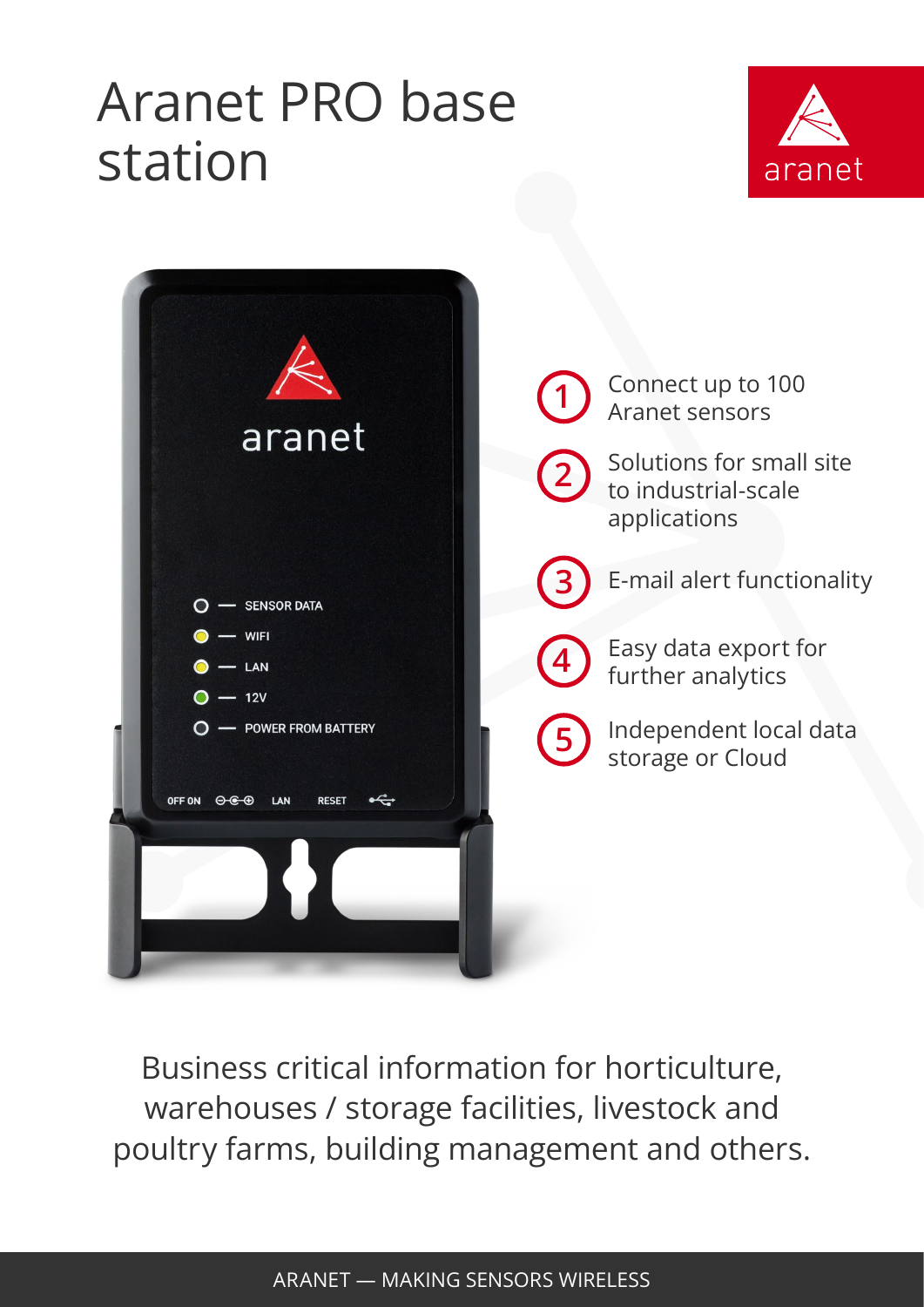# Aranet PRO base station

aranet

1. Connect up to 100 Aranet sensors
2. Solutions for small site to industrial-scale applications
3. E-mail alert functionality
4. Easy data export for further analytics
5. Independent local data storage or Cloud

Business critical information for horticulture, warehouses / storage facilities, livestock and poultry farms, building management and others.

ARANET — MAKING SENSORS WIRELESS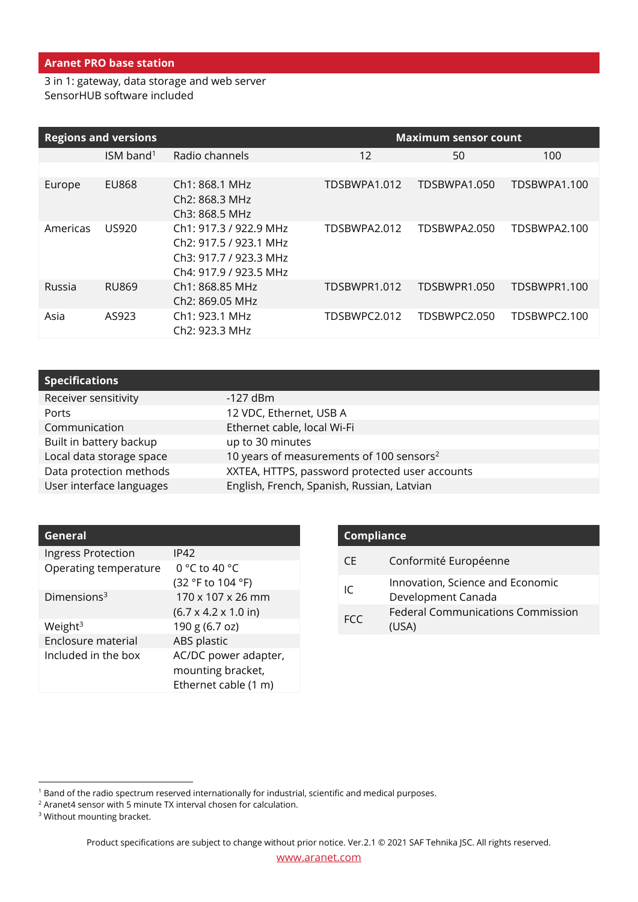## Aranet PRO base station

3 in 1: gateway, data storage and web server
SensorHUB software included

| Regions and versions | | | Maximum sensor count | | |
|---|---|---|---|---|---|
| | ISM band[1] | Radio channels | 12 | 50 | 100 |
| Europe | EU868 | Ch1: 868.1 MHz<br>Ch2: 868.3 MHz<br>Ch3: 868.5 MHz | TDSBWPA1.012 | TDSBWPA1.050 | TDSBWPA1.100 |
| Americas | US920 | Ch1: 917.3 / 922.9 MHz<br>Ch2: 917.5 / 923.1 MHz<br>Ch3: 917.7 / 923.3 MHz<br>Ch4: 917.9 / 923.5 MHz | TDSBWPA2.012 | TDSBWPA2.050 | TDSBWPA2.100 |
| Russia | RU869 | Ch1: 868.85 MHz<br>Ch2: 869.05 MHz | TDSBWPR1.012 | TDSBWPR1.050 | TDSBWPR1.100 |
| Asia | AS923 | Ch1: 923.1 MHz<br>Ch2: 923.3 MHz | TDSBWPC2.012 | TDSBWPC2.050 | TDSBWPC2.100 |

| Specifications | |
|---|---|
| Receiver sensitivity | -127 dBm |
| Ports | 12 VDC, Ethernet, USB A |
| Communication | Ethernet cable, local Wi-Fi |
| Built in battery backup | up to 30 minutes |
| Local data storage space | 10 years of measurements of 100 sensors[2] |
| Data protection methods | XXTEA, HTTPS, password protected user accounts |
| User interface languages | English, French, Spanish, Russian, Latvian |

| General | |
|---|---|
| Ingress Protection | IP42 |
| Operating temperature | 0 °C to 40 °C<br>(32 °F to 104 °F) |
| Dimensions[3] | 170 x 107 x 26 mm<br>(6.7 x 4.2 x 1.0 in) |
| Weight[3] | 190 g (6.7 oz) |
| Enclosure material | ABS plastic |
| Included in the box | AC/DC power adapter,<br>mounting bracket,<br>Ethernet cable (1 m) |

| Compliance | |
|---|---|
| CE | Conformité Européenne |
| IC | Innovation, Science and Economic Development Canada |
| FCC | Federal Communications Commission (USA) |

[1] Band of the radio spectrum reserved internationally for industrial, scientific and medical purposes.
[2] Aranet4 sensor with 5 minute TX interval chosen for calculation.
[3] Without mounting bracket.

Product specifications are subject to change without prior notice. Ver.2.1 © 2021 SAF Tehnika JSC. All rights reserved.
www.aranet.com